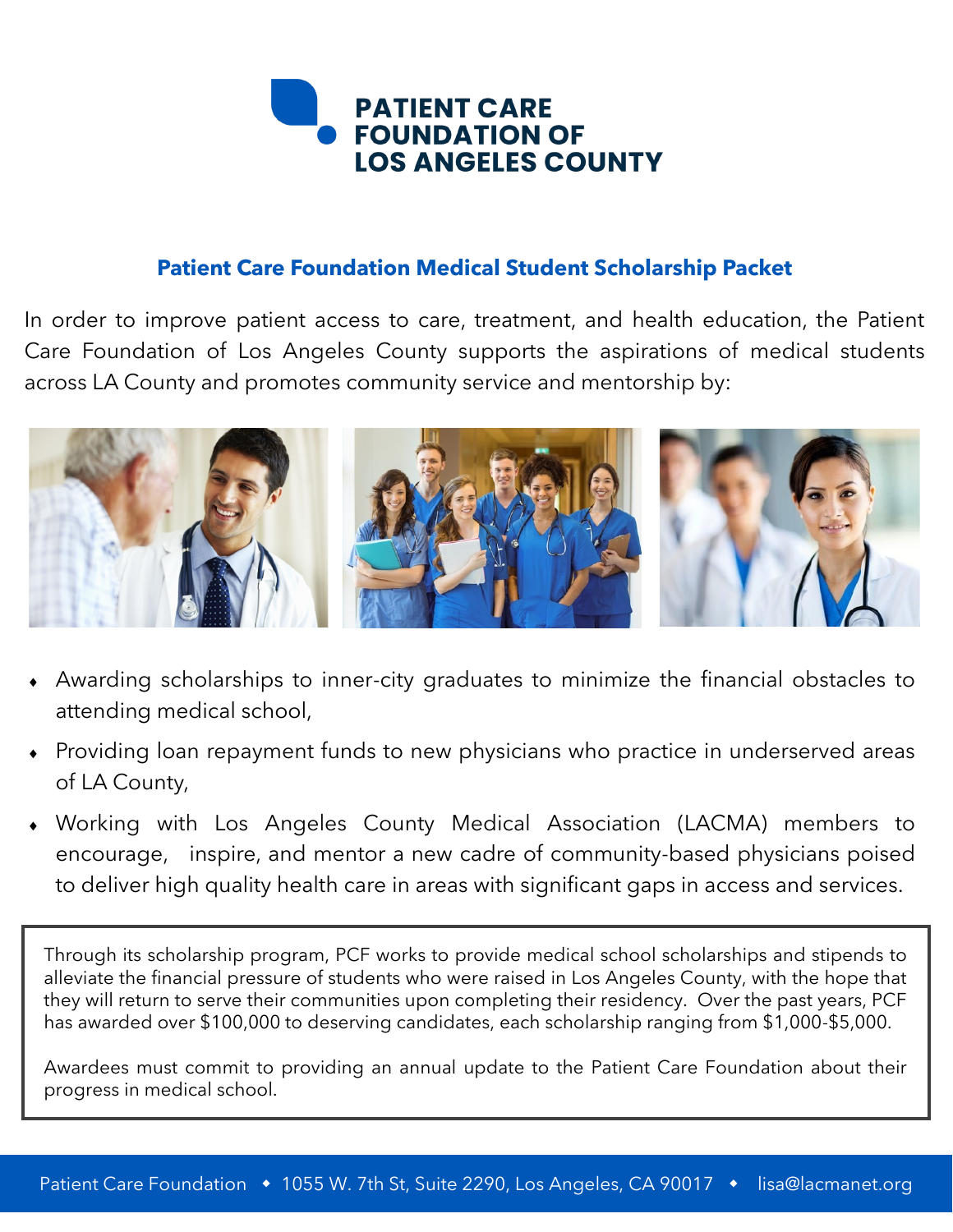# PATIENT CARE FOUNDATION OF LOS ANGELES COUNTY

## Patient Care Foundation Medical Student Scholarship Packet

In order to improve patient access to care, treatment, and health education, the Patient Care Foundation of Los Angeles County supports the aspirations of medical students across LA County and promotes community service and mentorship by:

- Awarding scholarships to inner-city graduates to minimize the financial obstacles to attending medical school,
- Providing loan repayment funds to new physicians who practice in underserved areas of LA County,
- Working with Los Angeles County Medical Association (LACMA) members to encourage, inspire, and mentor a new cadre of community-based physicians poised to deliver high quality health care in areas with significant gaps in access and services.

Through its scholarship program, PCF works to provide medical school scholarships and stipends to alleviate the financial pressure of students who were raised in Los Angeles County, with the hope that they will return to serve their communities upon completing their residency. Over the past years, PCF has awarded over $100,000 to deserving candidates, each scholarship ranging from $1,000-$5,000.

Awardees must commit to providing an annual update to the Patient Care Foundation about their progress in medical school.

Patient Care Foundation ◆ 1055 W. 7th St, Suite 2290, Los Angeles, CA 90017 ◆ lisa@lacmanet.org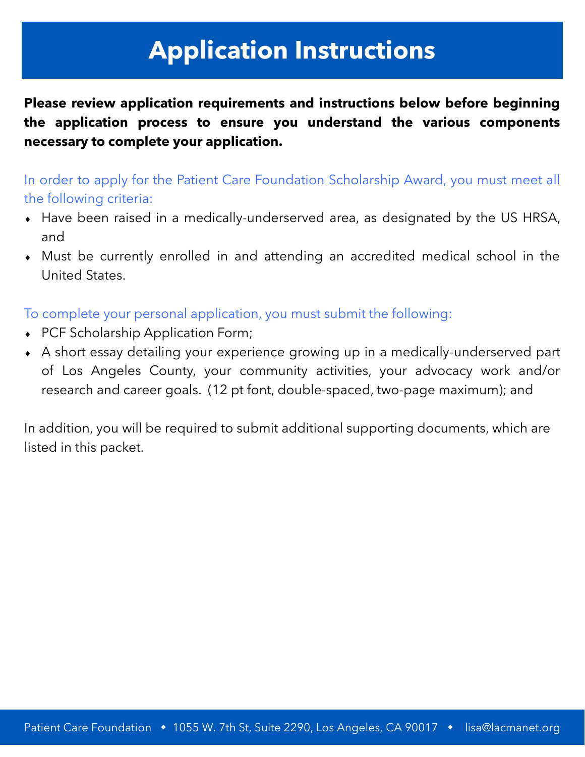# Application Instructions

**Please review application requirements and instructions below before beginning the application process to ensure you understand the various components necessary to complete your application.**

In order to apply for the Patient Care Foundation Scholarship Award, you must meet all the following criteria:

- Have been raised in a medically-underserved area, as designated by the US HRSA, and
- Must be currently enrolled in and attending an accredited medical school in the United States.

To complete your personal application, you must submit the following:

- PCF Scholarship Application Form;
- A short essay detailing your experience growing up in a medically-underserved part of Los Angeles County, your community activities, your advocacy work and/or research and career goals. (12 pt font, double-spaced, two-page maximum); and

In addition, you will be required to submit additional supporting documents, which are listed in this packet.

Patient Care Foundation ♦ 1055 W. 7th St, Suite 2290, Los Angeles, CA 90017 ♦ lisa@lacmanet.org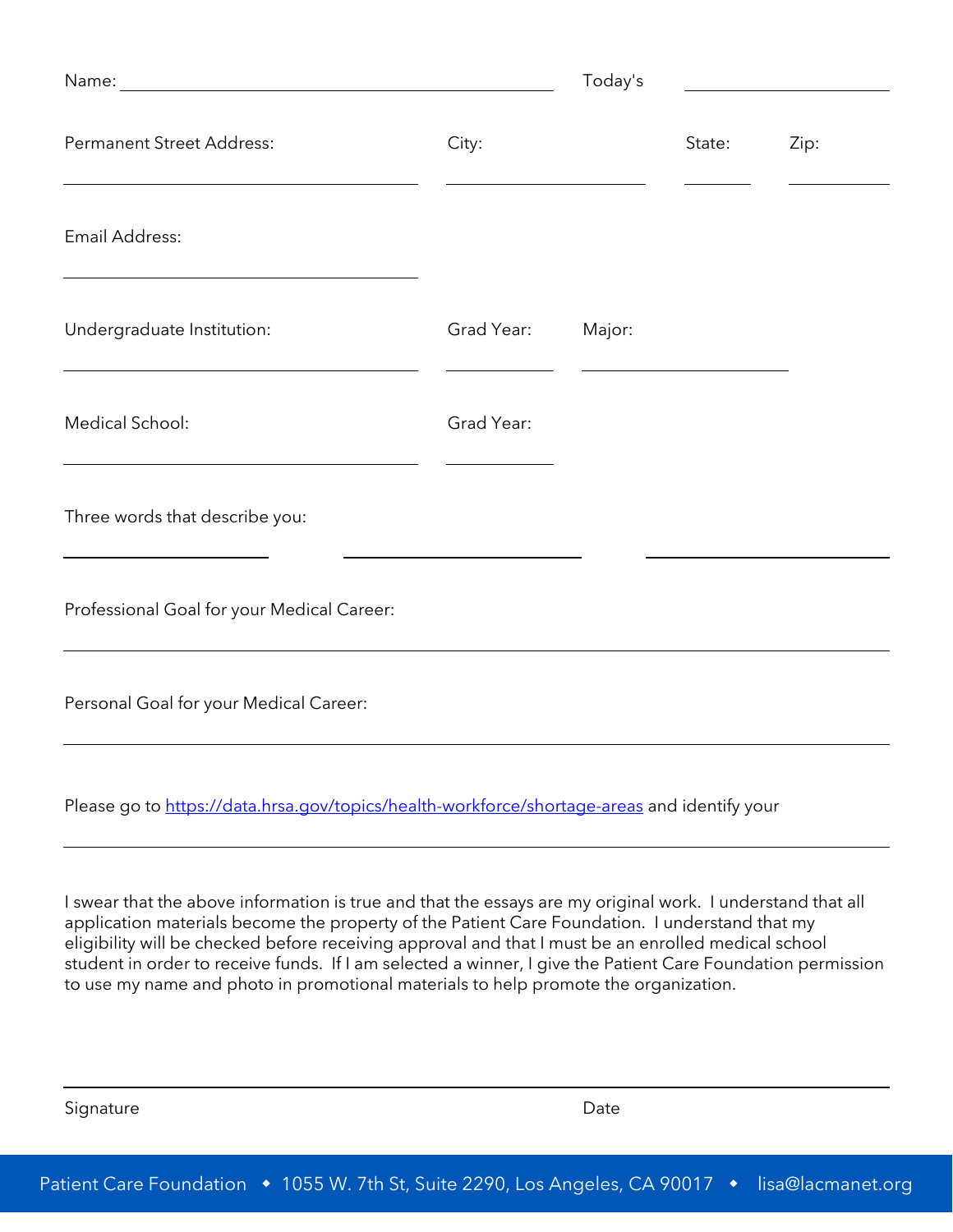Name: ______________________________ Today's ______________

Permanent Street Address: ______________________________ City: ______________ State: ______ Zip: ________

Email Address: ______________________________

Undergraduate Institution: ______________________________ Grad Year: ________ Major: ______________

Medical School: ______________________________ Grad Year: ________

Three words that describe you:

______________ ______________ ______________

Professional Goal for your Medical Career:

______________________________________________________________

Personal Goal for your Medical Career:

______________________________________________________________

Please go to [https://data.hrsa.gov/topics/health-workforce/shortage-areas](https://data.hrsa.gov/topics/health-workforce/shortage-areas) and identify your

______________________________________________________________

I swear that the above information is true and that the essays are my original work. I understand that all application materials become the property of the Patient Care Foundation. I understand that my eligibility will be checked before receiving approval and that I must be an enrolled medical school student in order to receive funds. If I am selected a winner, I give the Patient Care Foundation permission to use my name and photo in promotional materials to help promote the organization.

______________________________________________________________

Signature Date

Patient Care Foundation ◆ 1055 W. 7th St, Suite 2290, Los Angeles, CA 90017 ◆ lisa@lacmanet.org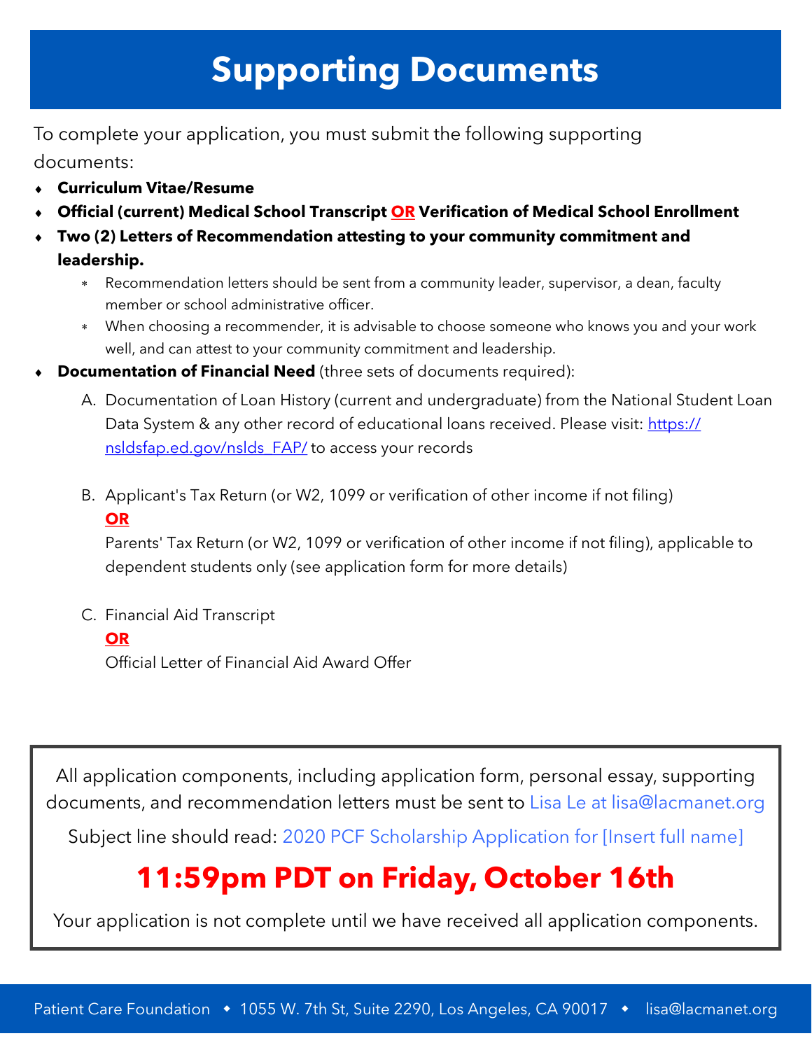# Supporting Documents

To complete your application, you must submit the following supporting documents:

- **Curriculum Vitae/Resume**
- **Official (current) Medical School Transcript OR Verification of Medical School Enrollment**
- **Two (2) Letters of Recommendation attesting to your community commitment and leadership.**
  - Recommendation letters should be sent from a community leader, supervisor, a dean, faculty member or school administrative officer.
  - When choosing a recommender, it is advisable to choose someone who knows you and your work well, and can attest to your community commitment and leadership.
- **Documentation of Financial Need** (three sets of documents required):

  A. Documentation of Loan History (current and undergraduate) from the National Student Loan Data System & any other record of educational loans received. Please visit: [https://nsldsfap.ed.gov/nslds_FAP/](https://nsldsfap.ed.gov/nslds_FAP/) to access your records

  B. Applicant's Tax Return (or W2, 1099 or verification of other income if not filing)

  **OR**

  Parents' Tax Return (or W2, 1099 or verification of other income if not filing), applicable to dependent students only (see application form for more details)

  C. Financial Aid Transcript

  **OR**

  Official Letter of Financial Aid Award Offer

---

All application components, including application form, personal essay, supporting documents, and recommendation letters must be sent to Lisa Le at lisa@lacmanet.org

Subject line should read: 2020 PCF Scholarship Application for [Insert full name]

## 11:59pm PDT on Friday, October 16th

Your application is not complete until we have received all application components.

---

Patient Care Foundation ◆ 1055 W. 7th St, Suite 2290, Los Angeles, CA 90017 ◆ lisa@lacmanet.org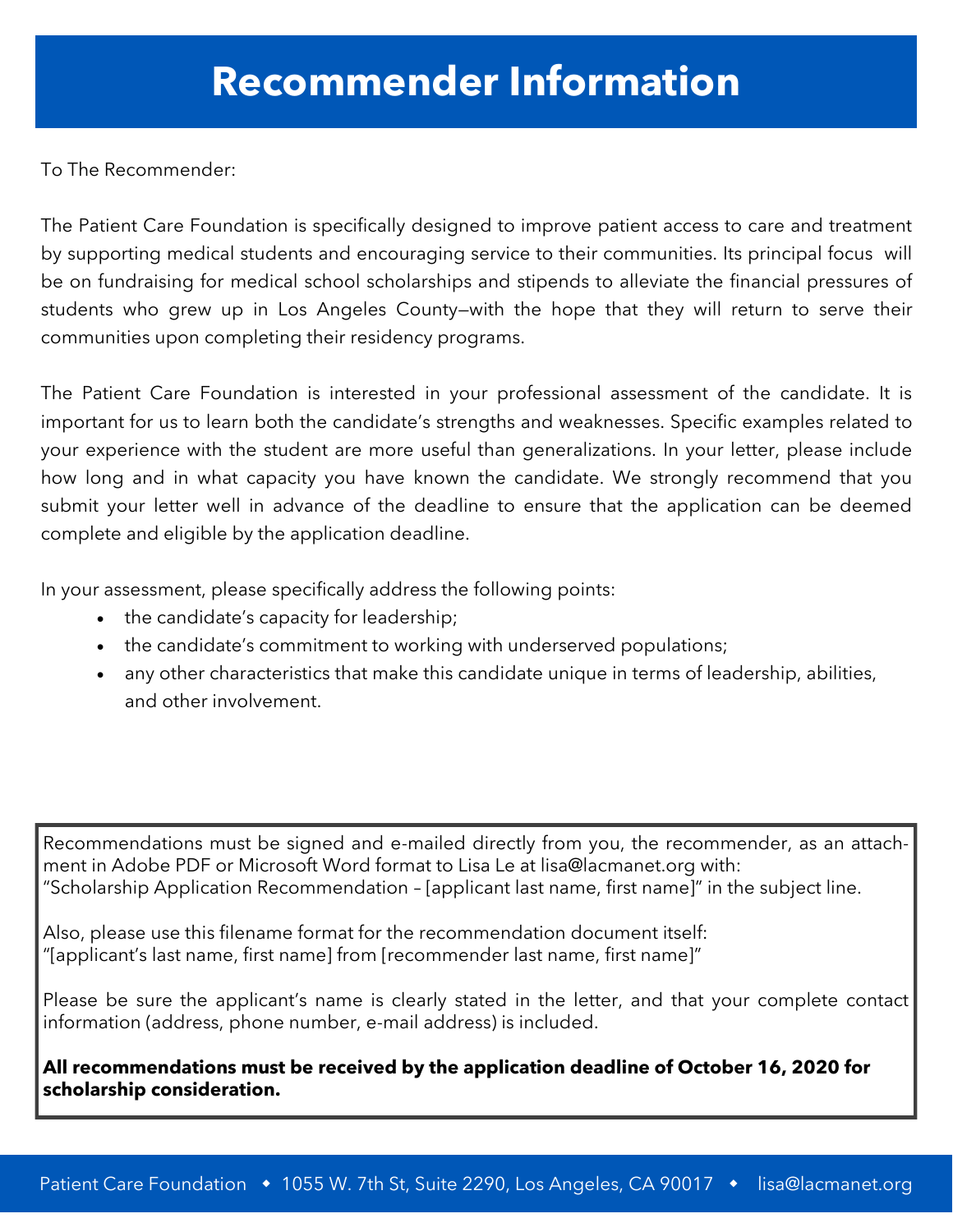# Recommender Information

To The Recommender:

The Patient Care Foundation is specifically designed to improve patient access to care and treatment by supporting medical students and encouraging service to their communities. Its principal focus will be on fundraising for medical school scholarships and stipends to alleviate the financial pressures of students who grew up in Los Angeles County—with the hope that they will return to serve their communities upon completing their residency programs.

The Patient Care Foundation is interested in your professional assessment of the candidate. It is important for us to learn both the candidate's strengths and weaknesses. Specific examples related to your experience with the student are more useful than generalizations. In your letter, please include how long and in what capacity you have known the candidate. We strongly recommend that you submit your letter well in advance of the deadline to ensure that the application can be deemed complete and eligible by the application deadline.

In your assessment, please specifically address the following points:

- the candidate's capacity for leadership;
- the candidate's commitment to working with underserved populations;
- any other characteristics that make this candidate unique in terms of leadership, abilities, and other involvement.

Recommendations must be signed and e-mailed directly from you, the recommender, as an attachment in Adobe PDF or Microsoft Word format to Lisa Le at lisa@lacmanet.org with: "Scholarship Application Recommendation – [applicant last name, first name]" in the subject line.

Also, please use this filename format for the recommendation document itself: "[applicant's last name, first name] from [recommender last name, first name]"

Please be sure the applicant's name is clearly stated in the letter, and that your complete contact information (address, phone number, e-mail address) is included.

**All recommendations must be received by the application deadline of October 16, 2020 for scholarship consideration.**

Patient Care Foundation ◆ 1055 W. 7th St, Suite 2290, Los Angeles, CA 90017 ◆ lisa@lacmanet.org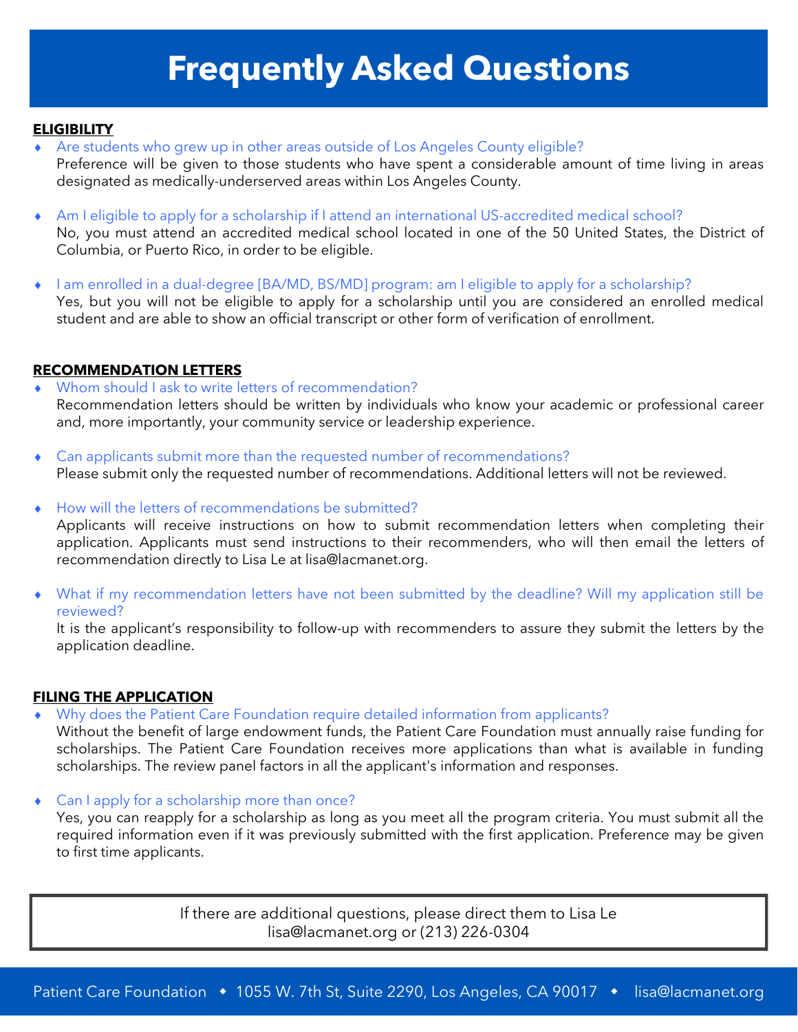# Frequently Asked Questions

**ELIGIBILITY**

- Are students who grew up in other areas outside of Los Angeles County eligible?
  Preference will be given to those students who have spent a considerable amount of time living in areas designated as medically-underserved areas within Los Angeles County.

- Am I eligible to apply for a scholarship if I attend an international US-accredited medical school?
  No, you must attend an accredited medical school located in one of the 50 United States, the District of Columbia, or Puerto Rico, in order to be eligible.

- I am enrolled in a dual-degree [BA/MD, BS/MD] program: am I eligible to apply for a scholarship?
  Yes, but you will not be eligible to apply for a scholarship until you are considered an enrolled medical student and are able to show an official transcript or other form of verification of enrollment.

**RECOMMENDATION LETTERS**

- Whom should I ask to write letters of recommendation?
  Recommendation letters should be written by individuals who know your academic or professional career and, more importantly, your community service or leadership experience.

- Can applicants submit more than the requested number of recommendations?
  Please submit only the requested number of recommendations. Additional letters will not be reviewed.

- How will the letters of recommendations be submitted?
  Applicants will receive instructions on how to submit recommendation letters when completing their application. Applicants must send instructions to their recommenders, who will then email the letters of recommendation directly to Lisa Le at lisa@lacmanet.org.

- What if my recommendation letters have not been submitted by the deadline? Will my application still be reviewed?
  It is the applicant's responsibility to follow-up with recommenders to assure they submit the letters by the application deadline.

**FILING THE APPLICATION**

- Why does the Patient Care Foundation require detailed information from applicants?
  Without the benefit of large endowment funds, the Patient Care Foundation must annually raise funding for scholarships. The Patient Care Foundation receives more applications than what is available in funding scholarships. The review panel factors in all the applicant's information and responses.

- Can I apply for a scholarship more than once?
  Yes, you can reapply for a scholarship as long as you meet all the program criteria. You must submit all the required information even if it was previously submitted with the first application. Preference may be given to first time applicants.

If there are additional questions, please direct them to Lisa Le
lisa@lacmanet.org or (213) 226-0304

Patient Care Foundation ♦ 1055 W. 7th St, Suite 2290, Los Angeles, CA 90017 ♦ lisa@lacmanet.org